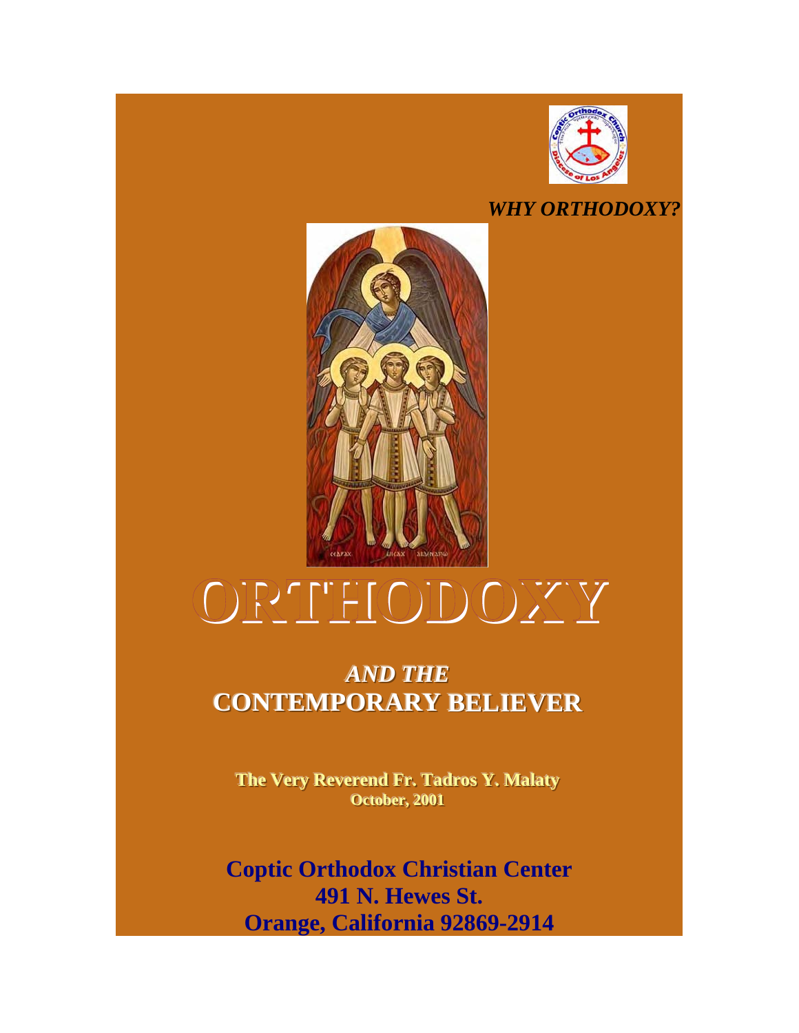*WHY ORTHODOXY?*

# ORTHODOXY

## *AND THE*
## CONTEMPORARY BELIEVER

**The Very Reverend Fr. Tadros Y. Malaty**
**October, 2001**

**Coptic Orthodox Christian Center**
**491 N. Hewes St.**
**Orange, California 92869-2914**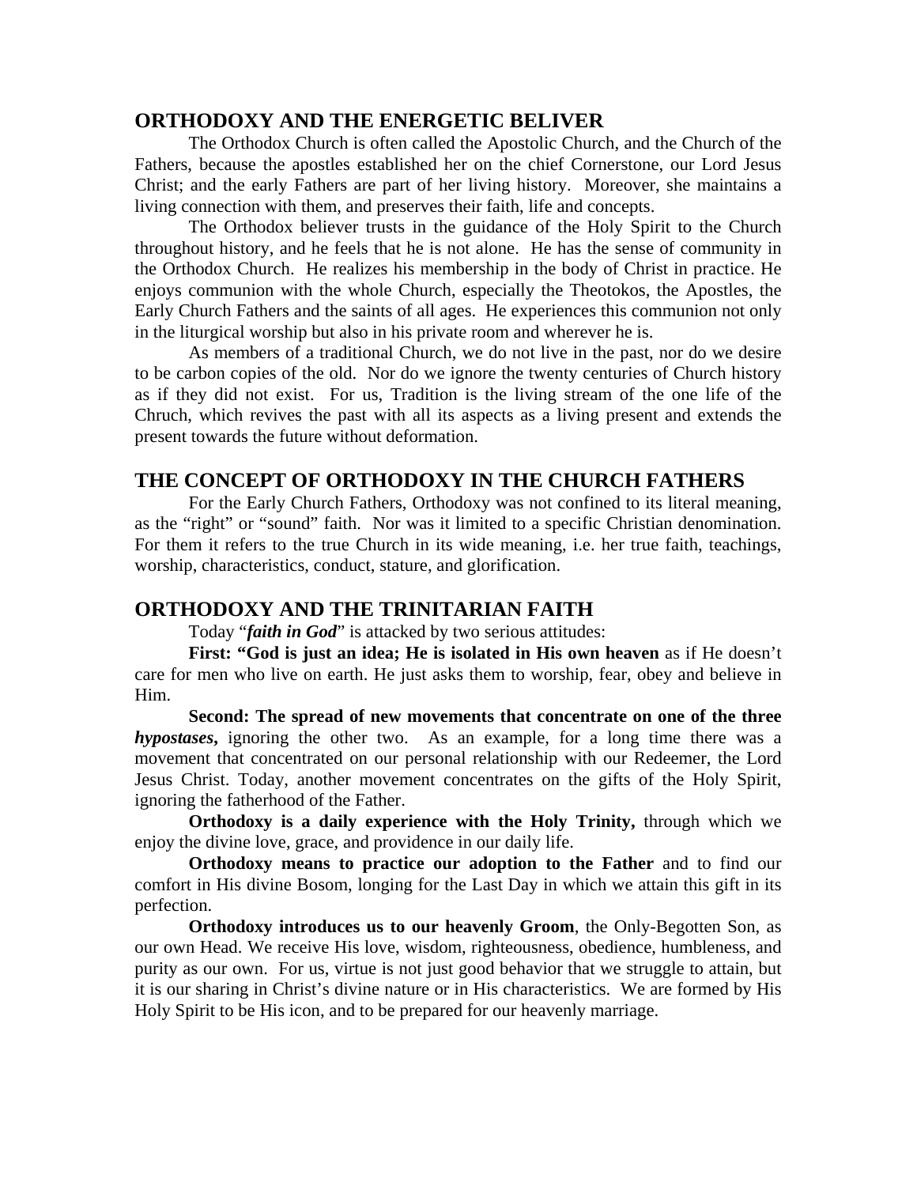## ORTHODOXY AND THE ENERGETIC BELIVER

The Orthodox Church is often called the Apostolic Church, and the Church of the Fathers, because the apostles established her on the chief Cornerstone, our Lord Jesus Christ; and the early Fathers are part of her living history. Moreover, she maintains a living connection with them, and preserves their faith, life and concepts.

The Orthodox believer trusts in the guidance of the Holy Spirit to the Church throughout history, and he feels that he is not alone. He has the sense of community in the Orthodox Church. He realizes his membership in the body of Christ in practice. He enjoys communion with the whole Church, especially the Theotokos, the Apostles, the Early Church Fathers and the saints of all ages. He experiences this communion not only in the liturgical worship but also in his private room and wherever he is.

As members of a traditional Church, we do not live in the past, nor do we desire to be carbon copies of the old. Nor do we ignore the twenty centuries of Church history as if they did not exist. For us, Tradition is the living stream of the one life of the Chruch, which revives the past with all its aspects as a living present and extends the present towards the future without deformation.

## THE CONCEPT OF ORTHODOXY IN THE CHURCH FATHERS

For the Early Church Fathers, Orthodoxy was not confined to its literal meaning, as the "right" or "sound" faith. Nor was it limited to a specific Christian denomination. For them it refers to the true Church in its wide meaning, i.e. her true faith, teachings, worship, characteristics, conduct, stature, and glorification.

## ORTHODOXY AND THE TRINITARIAN FAITH

Today "***faith in God***" is attacked by two serious attitudes:

**First: "God is just an idea; He is isolated in His own heaven** as if He doesn't care for men who live on earth. He just asks them to worship, fear, obey and believe in Him.

**Second: The spread of new movements that concentrate on one of the three *hypostases*,** ignoring the other two. As an example, for a long time there was a movement that concentrated on our personal relationship with our Redeemer, the Lord Jesus Christ. Today, another movement concentrates on the gifts of the Holy Spirit, ignoring the fatherhood of the Father.

**Orthodoxy is a daily experience with the Holy Trinity,** through which we enjoy the divine love, grace, and providence in our daily life.

**Orthodoxy means to practice our adoption to the Father** and to find our comfort in His divine Bosom, longing for the Last Day in which we attain this gift in its perfection.

**Orthodoxy introduces us to our heavenly Groom**, the Only-Begotten Son, as our own Head. We receive His love, wisdom, righteousness, obedience, humbleness, and purity as our own. For us, virtue is not just good behavior that we struggle to attain, but it is our sharing in Christ's divine nature or in His characteristics. We are formed by His Holy Spirit to be His icon, and to be prepared for our heavenly marriage.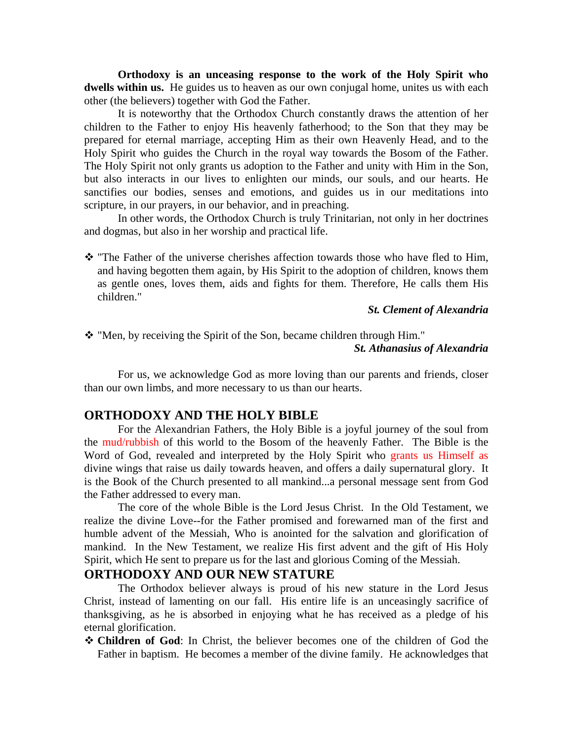**Orthodoxy is an unceasing response to the work of the Holy Spirit who dwells within us.** He guides us to heaven as our own conjugal home, unites us with each other (the believers) together with God the Father.

It is noteworthy that the Orthodox Church constantly draws the attention of her children to the Father to enjoy His heavenly fatherhood; to the Son that they may be prepared for eternal marriage, accepting Him as their own Heavenly Head, and to the Holy Spirit who guides the Church in the royal way towards the Bosom of the Father. The Holy Spirit not only grants us adoption to the Father and unity with Him in the Son, but also interacts in our lives to enlighten our minds, our souls, and our hearts. He sanctifies our bodies, senses and emotions, and guides us in our meditations into scripture, in our prayers, in our behavior, and in preaching.

In other words, the Orthodox Church is truly Trinitarian, not only in her doctrines and dogmas, but also in her worship and practical life.

- "The Father of the universe cherishes affection towards those who have fled to Him, and having begotten them again, by His Spirit to the adoption of children, knows them as gentle ones, loves them, aids and fights for them. Therefore, He calls them His children."

  ***St. Clement of Alexandria***

- "Men, by receiving the Spirit of the Son, became children through Him."

  ***St. Athanasius of Alexandria***

For us, we acknowledge God as more loving than our parents and friends, closer than our own limbs, and more necessary to us than our hearts.

## ORTHODOXY AND THE HOLY BIBLE

For the Alexandrian Fathers, the Holy Bible is a joyful journey of the soul from the mud/rubbish of this world to the Bosom of the heavenly Father. The Bible is the Word of God, revealed and interpreted by the Holy Spirit who grants us Himself as divine wings that raise us daily towards heaven, and offers a daily supernatural glory. It is the Book of the Church presented to all mankind...a personal message sent from God the Father addressed to every man.

The core of the whole Bible is the Lord Jesus Christ. In the Old Testament, we realize the divine Love--for the Father promised and forewarned man of the first and humble advent of the Messiah, Who is anointed for the salvation and glorification of mankind. In the New Testament, we realize His first advent and the gift of His Holy Spirit, which He sent to prepare us for the last and glorious Coming of the Messiah.

## ORTHODOXY AND OUR NEW STATURE

The Orthodox believer always is proud of his new stature in the Lord Jesus Christ, instead of lamenting on our fall. His entire life is an unceasingly sacrifice of thanksgiving, as he is absorbed in enjoying what he has received as a pledge of his eternal glorification.

- **Children of God**: In Christ, the believer becomes one of the children of God the Father in baptism. He becomes a member of the divine family. He acknowledges that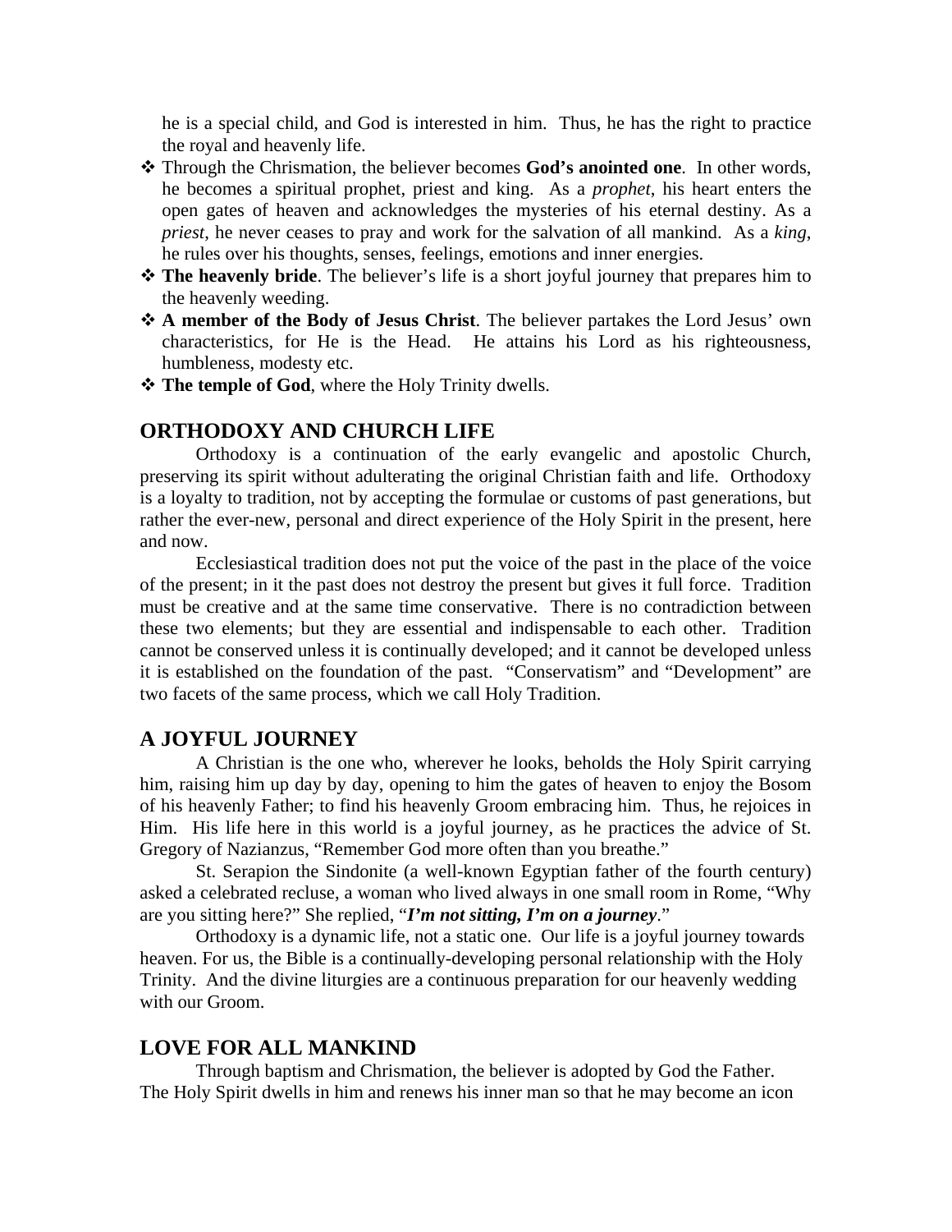he is a special child, and God is interested in him. Thus, he has the right to practice the royal and heavenly life.

- Through the Chrismation, the believer becomes **God's anointed one**. In other words, he becomes a spiritual prophet, priest and king. As a *prophet*, his heart enters the open gates of heaven and acknowledges the mysteries of his eternal destiny. As a *priest*, he never ceases to pray and work for the salvation of all mankind. As a *king*, he rules over his thoughts, senses, feelings, emotions and inner energies.
- **The heavenly bride**. The believer's life is a short joyful journey that prepares him to the heavenly weeding.
- **A member of the Body of Jesus Christ**. The believer partakes the Lord Jesus' own characteristics, for He is the Head. He attains his Lord as his righteousness, humbleness, modesty etc.
- **The temple of God**, where the Holy Trinity dwells.

## ORTHODOXY AND CHURCH LIFE

Orthodoxy is a continuation of the early evangelic and apostolic Church, preserving its spirit without adulterating the original Christian faith and life. Orthodoxy is a loyalty to tradition, not by accepting the formulae or customs of past generations, but rather the ever-new, personal and direct experience of the Holy Spirit in the present, here and now.

Ecclesiastical tradition does not put the voice of the past in the place of the voice of the present; in it the past does not destroy the present but gives it full force. Tradition must be creative and at the same time conservative. There is no contradiction between these two elements; but they are essential and indispensable to each other. Tradition cannot be conserved unless it is continually developed; and it cannot be developed unless it is established on the foundation of the past. "Conservatism" and "Development" are two facets of the same process, which we call Holy Tradition.

## A JOYFUL JOURNEY

A Christian is the one who, wherever he looks, beholds the Holy Spirit carrying him, raising him up day by day, opening to him the gates of heaven to enjoy the Bosom of his heavenly Father; to find his heavenly Groom embracing him. Thus, he rejoices in Him. His life here in this world is a joyful journey, as he practices the advice of St. Gregory of Nazianzus, "Remember God more often than you breathe."

St. Serapion the Sindonite (a well-known Egyptian father of the fourth century) asked a celebrated recluse, a woman who lived always in one small room in Rome, "Why are you sitting here?" She replied, "***I'm not sitting, I'm on a journey***."

Orthodoxy is a dynamic life, not a static one. Our life is a joyful journey towards heaven. For us, the Bible is a continually-developing personal relationship with the Holy Trinity. And the divine liturgies are a continuous preparation for our heavenly wedding with our Groom.

## LOVE FOR ALL MANKIND

Through baptism and Chrismation, the believer is adopted by God the Father. The Holy Spirit dwells in him and renews his inner man so that he may become an icon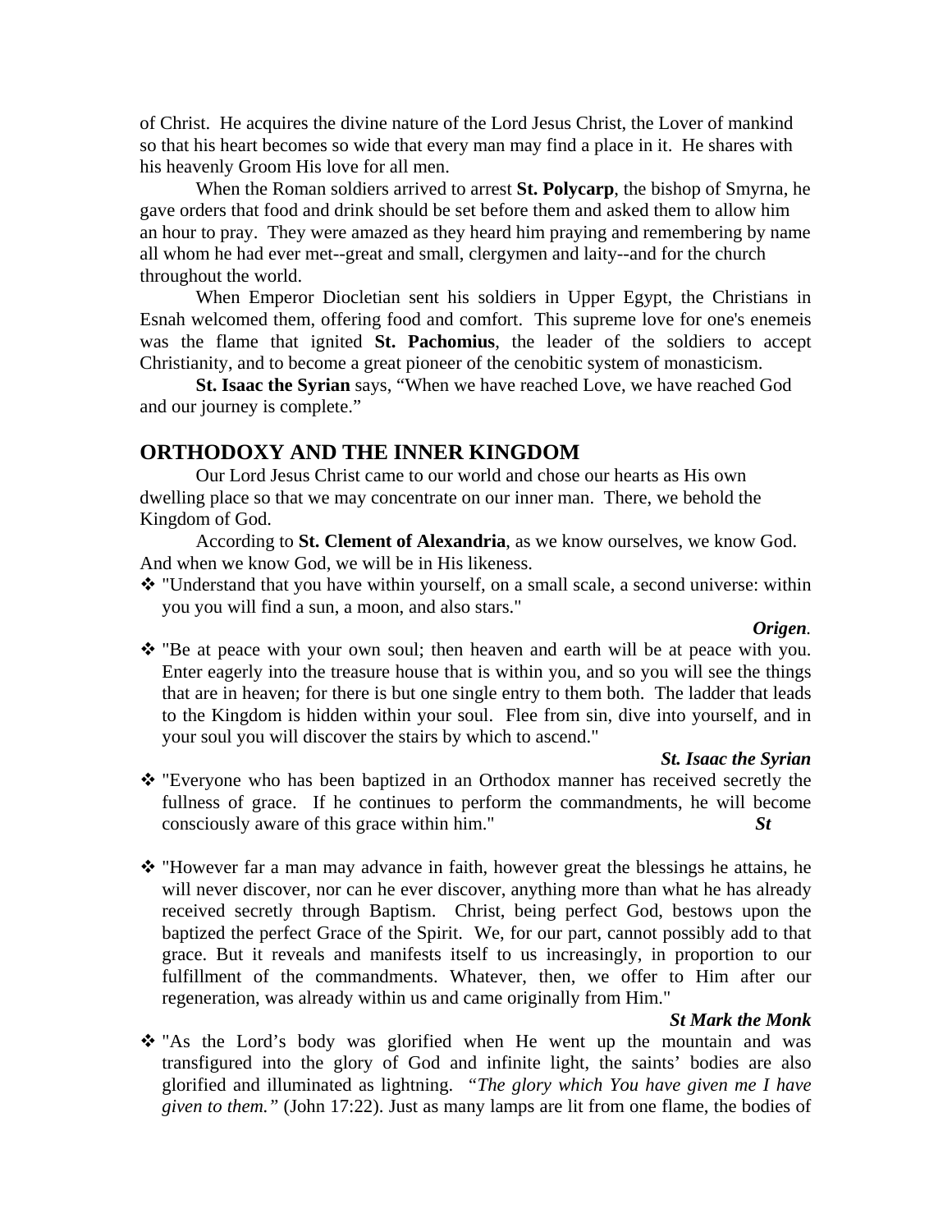of Christ. He acquires the divine nature of the Lord Jesus Christ, the Lover of mankind so that his heart becomes so wide that every man may find a place in it. He shares with his heavenly Groom His love for all men.

When the Roman soldiers arrived to arrest **St. Polycarp**, the bishop of Smyrna, he gave orders that food and drink should be set before them and asked them to allow him an hour to pray. They were amazed as they heard him praying and remembering by name all whom he had ever met--great and small, clergymen and laity--and for the church throughout the world.

When Emperor Diocletian sent his soldiers in Upper Egypt, the Christians in Esnah welcomed them, offering food and comfort. This supreme love for one's enemeis was the flame that ignited **St. Pachomius**, the leader of the soldiers to accept Christianity, and to become a great pioneer of the cenobitic system of monasticism.

**St. Isaac the Syrian** says, "When we have reached Love, we have reached God and our journey is complete."

## ORTHODOXY AND THE INNER KINGDOM

Our Lord Jesus Christ came to our world and chose our hearts as His own dwelling place so that we may concentrate on our inner man. There, we behold the Kingdom of God.

According to **St. Clement of Alexandria**, as we know ourselves, we know God. And when we know God, we will be in His likeness.

- "Understand that you have within yourself, on a small scale, a second universe: within you you will find a sun, a moon, and also stars."

  ***Origen.***

- "Be at peace with your own soul; then heaven and earth will be at peace with you. Enter eagerly into the treasure house that is within you, and so you will see the things that are in heaven; for there is but one single entry to them both. The ladder that leads to the Kingdom is hidden within your soul. Flee from sin, dive into yourself, and in your soul you will discover the stairs by which to ascend."

  ***St. Isaac the Syrian***

- "Everyone who has been baptized in an Orthodox manner has received secretly the fullness of grace. If he continues to perform the commandments, he will become consciously aware of this grace within him." ***St***

- "However far a man may advance in faith, however great the blessings he attains, he will never discover, nor can he ever discover, anything more than what he has already received secretly through Baptism. Christ, being perfect God, bestows upon the baptized the perfect Grace of the Spirit. We, for our part, cannot possibly add to that grace. But it reveals and manifests itself to us increasingly, in proportion to our fulfillment of the commandments. Whatever, then, we offer to Him after our regeneration, was already within us and came originally from Him."

  ***St Mark the Monk***

- "As the Lord's body was glorified when He went up the mountain and was transfigured into the glory of God and infinite light, the saints' bodies are also glorified and illuminated as lightning. *"The glory which You have given me I have given to them."* (John 17:22). Just as many lamps are lit from one flame, the bodies of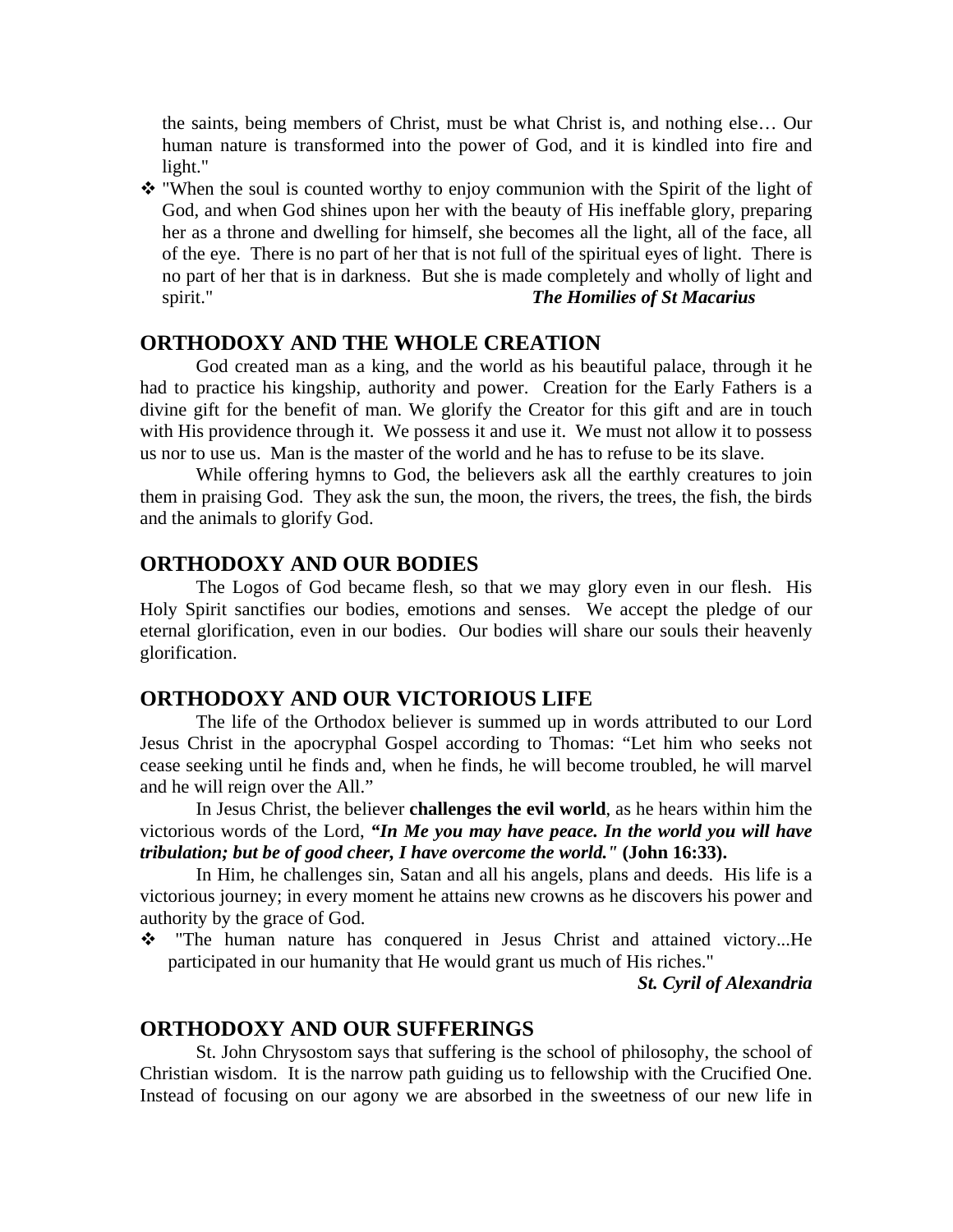the saints, being members of Christ, must be what Christ is, and nothing else… Our human nature is transformed into the power of God, and it is kindled into fire and light."

- "When the soul is counted worthy to enjoy communion with the Spirit of the light of God, and when God shines upon her with the beauty of His ineffable glory, preparing her as a throne and dwelling for himself, she becomes all the light, all of the face, all of the eye. There is no part of her that is not full of the spiritual eyes of light. There is no part of her that is in darkness. But she is made completely and wholly of light and spirit." ***The Homilies of St Macarius***

## ORTHODOXY AND THE WHOLE CREATION

God created man as a king, and the world as his beautiful palace, through it he had to practice his kingship, authority and power. Creation for the Early Fathers is a divine gift for the benefit of man. We glorify the Creator for this gift and are in touch with His providence through it. We possess it and use it. We must not allow it to possess us nor to use us. Man is the master of the world and he has to refuse to be its slave.

While offering hymns to God, the believers ask all the earthly creatures to join them in praising God. They ask the sun, the moon, the rivers, the trees, the fish, the birds and the animals to glorify God.

## ORTHODOXY AND OUR BODIES

The Logos of God became flesh, so that we may glory even in our flesh. His Holy Spirit sanctifies our bodies, emotions and senses. We accept the pledge of our eternal glorification, even in our bodies. Our bodies will share our souls their heavenly glorification.

## ORTHODOXY AND OUR VICTORIOUS LIFE

The life of the Orthodox believer is summed up in words attributed to our Lord Jesus Christ in the apocryphal Gospel according to Thomas: "Let him who seeks not cease seeking until he finds and, when he finds, he will become troubled, he will marvel and he will reign over the All."

In Jesus Christ, the believer **challenges the evil world**, as he hears within him the victorious words of the Lord, ***"In Me you may have peace. In the world you will have tribulation; but be of good cheer, I have overcome the world."*** **(John 16:33).**

In Him, he challenges sin, Satan and all his angels, plans and deeds. His life is a victorious journey; in every moment he attains new crowns as he discovers his power and authority by the grace of God.

- "The human nature has conquered in Jesus Christ and attained victory...He participated in our humanity that He would grant us much of His riches."

***St. Cyril of Alexandria***

## ORTHODOXY AND OUR SUFFERINGS

St. John Chrysostom says that suffering is the school of philosophy, the school of Christian wisdom. It is the narrow path guiding us to fellowship with the Crucified One. Instead of focusing on our agony we are absorbed in the sweetness of our new life in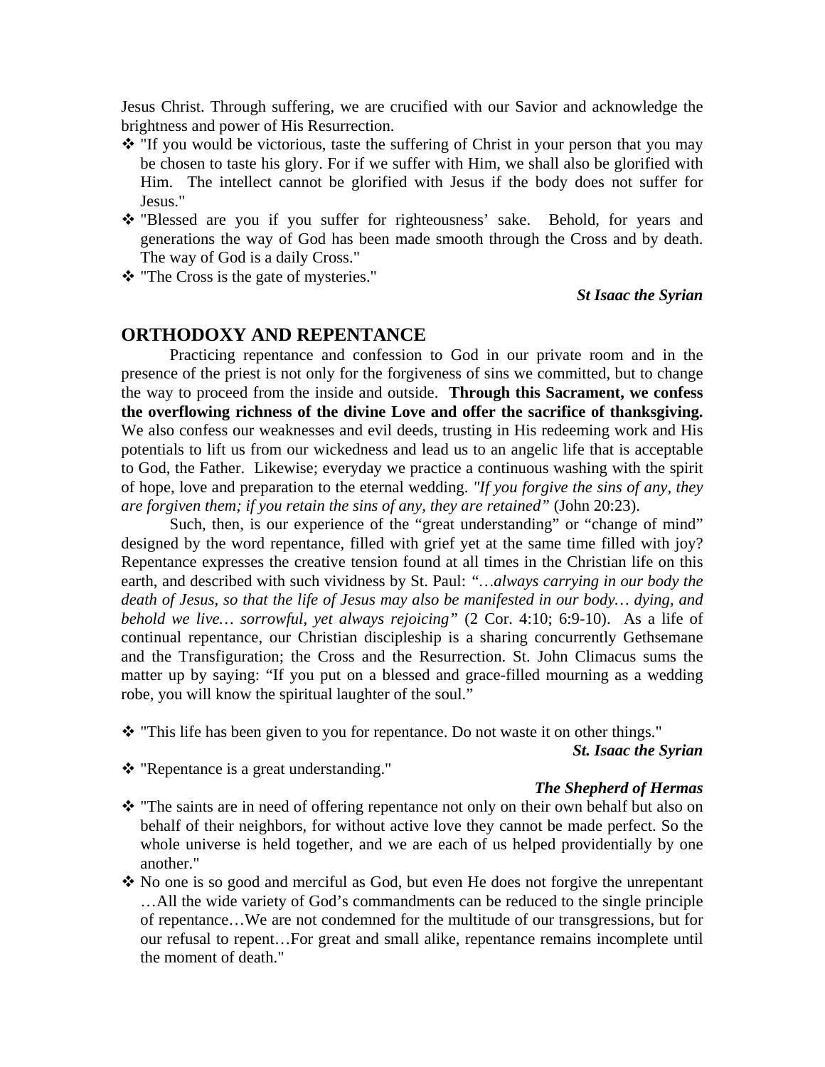Jesus Christ. Through suffering, we are crucified with our Savior and acknowledge the brightness and power of His Resurrection.

- "If you would be victorious, taste the suffering of Christ in your person that you may be chosen to taste his glory. For if we suffer with Him, we shall also be glorified with Him. The intellect cannot be glorified with Jesus if the body does not suffer for Jesus."
- "Blessed are you if you suffer for righteousness' sake. Behold, for years and generations the way of God has been made smooth through the Cross and by death. The way of God is a daily Cross."
- "The Cross is the gate of mysteries."

***St Isaac the Syrian***

## ORTHODOXY AND REPENTANCE

Practicing repentance and confession to God in our private room and in the presence of the priest is not only for the forgiveness of sins we committed, but to change the way to proceed from the inside and outside. **Through this Sacrament, we confess the overflowing richness of the divine Love and offer the sacrifice of thanksgiving.** We also confess our weaknesses and evil deeds, trusting in His redeeming work and His potentials to lift us from our wickedness and lead us to an angelic life that is acceptable to God, the Father. Likewise; everyday we practice a continuous washing with the spirit of hope, love and preparation to the eternal wedding. *"If you forgive the sins of any, they are forgiven them; if you retain the sins of any, they are retained"* (John 20:23).

Such, then, is our experience of the "great understanding" or "change of mind" designed by the word repentance, filled with grief yet at the same time filled with joy? Repentance expresses the creative tension found at all times in the Christian life on this earth, and described with such vividness by St. Paul: *"…always carrying in our body the death of Jesus, so that the life of Jesus may also be manifested in our body… dying, and behold we live… sorrowful, yet always rejoicing"* (2 Cor. 4:10; 6:9-10). As a life of continual repentance, our Christian discipleship is a sharing concurrently Gethsemane and the Transfiguration; the Cross and the Resurrection. St. John Climacus sums the matter up by saying: "If you put on a blessed and grace-filled mourning as a wedding robe, you will know the spiritual laughter of the soul."

- "This life has been given to you for repentance. Do not waste it on other things."

***St. Isaac the Syrian***

- "Repentance is a great understanding."

***The Shepherd of Hermas***

- "The saints are in need of offering repentance not only on their own behalf but also on behalf of their neighbors, for without active love they cannot be made perfect. So the whole universe is held together, and we are each of us helped providentially by one another."
- No one is so good and merciful as God, but even He does not forgive the unrepentant …All the wide variety of God's commandments can be reduced to the single principle of repentance…We are not condemned for the multitude of our transgressions, but for our refusal to repent…For great and small alike, repentance remains incomplete until the moment of death."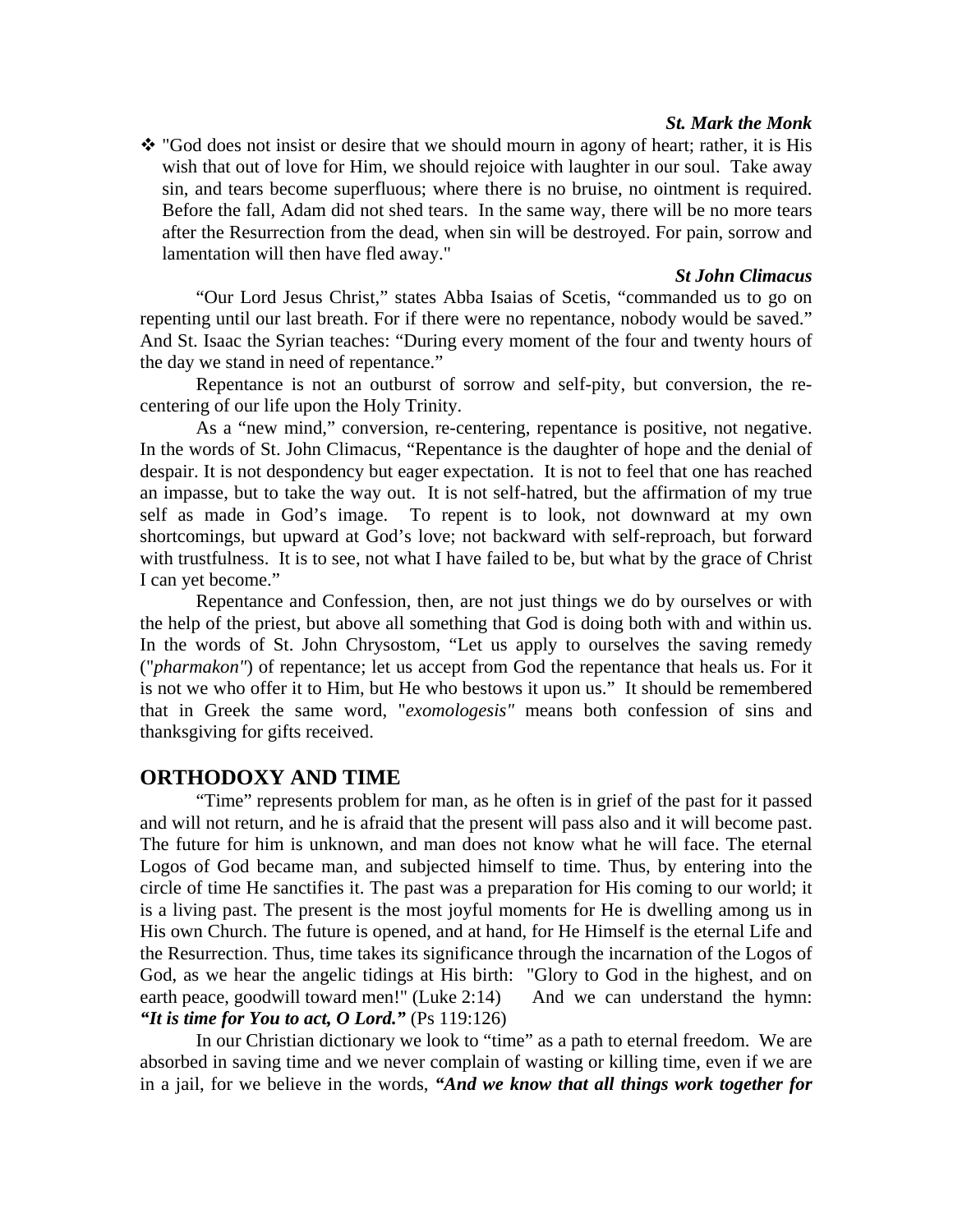***St. Mark the Monk***

❖ "God does not insist or desire that we should mourn in agony of heart; rather, it is His wish that out of love for Him, we should rejoice with laughter in our soul. Take away sin, and tears become superfluous; where there is no bruise, no ointment is required. Before the fall, Adam did not shed tears. In the same way, there will be no more tears after the Resurrection from the dead, when sin will be destroyed. For pain, sorrow and lamentation will then have fled away."

***St John Climacus***

"Our Lord Jesus Christ," states Abba Isaias of Scetis, "commanded us to go on repenting until our last breath. For if there were no repentance, nobody would be saved." And St. Isaac the Syrian teaches: "During every moment of the four and twenty hours of the day we stand in need of repentance."

Repentance is not an outburst of sorrow and self-pity, but conversion, the re-centering of our life upon the Holy Trinity.

As a "new mind," conversion, re-centering, repentance is positive, not negative. In the words of St. John Climacus, "Repentance is the daughter of hope and the denial of despair. It is not despondency but eager expectation. It is not to feel that one has reached an impasse, but to take the way out. It is not self-hatred, but the affirmation of my true self as made in God's image. To repent is to look, not downward at my own shortcomings, but upward at God's love; not backward with self-reproach, but forward with trustfulness. It is to see, not what I have failed to be, but what by the grace of Christ I can yet become."

Repentance and Confession, then, are not just things we do by ourselves or with the help of the priest, but above all something that God is doing both with and within us. In the words of St. John Chrysostom, "Let us apply to ourselves the saving remedy ("*pharmakon"*) of repentance; let us accept from God the repentance that heals us. For it is not we who offer it to Him, but He who bestows it upon us." It should be remembered that in Greek the same word, "*exomologesis"* means both confession of sins and thanksgiving for gifts received.

## ORTHODOXY AND TIME

"Time" represents problem for man, as he often is in grief of the past for it passed and will not return, and he is afraid that the present will pass also and it will become past. The future for him is unknown, and man does not know what he will face. The eternal Logos of God became man, and subjected himself to time. Thus, by entering into the circle of time He sanctifies it. The past was a preparation for His coming to our world; it is a living past. The present is the most joyful moments for He is dwelling among us in His own Church. The future is opened, and at hand, for He Himself is the eternal Life and the Resurrection. Thus, time takes its significance through the incarnation of the Logos of God, as we hear the angelic tidings at His birth: "Glory to God in the highest, and on earth peace, goodwill toward men!" (Luke 2:14) And we can understand the hymn: ***"It is time for You to act, O Lord."*** (Ps 119:126)

In our Christian dictionary we look to "time" as a path to eternal freedom. We are absorbed in saving time and we never complain of wasting or killing time, even if we are in a jail, for we believe in the words, ***"And we know that all things work together for***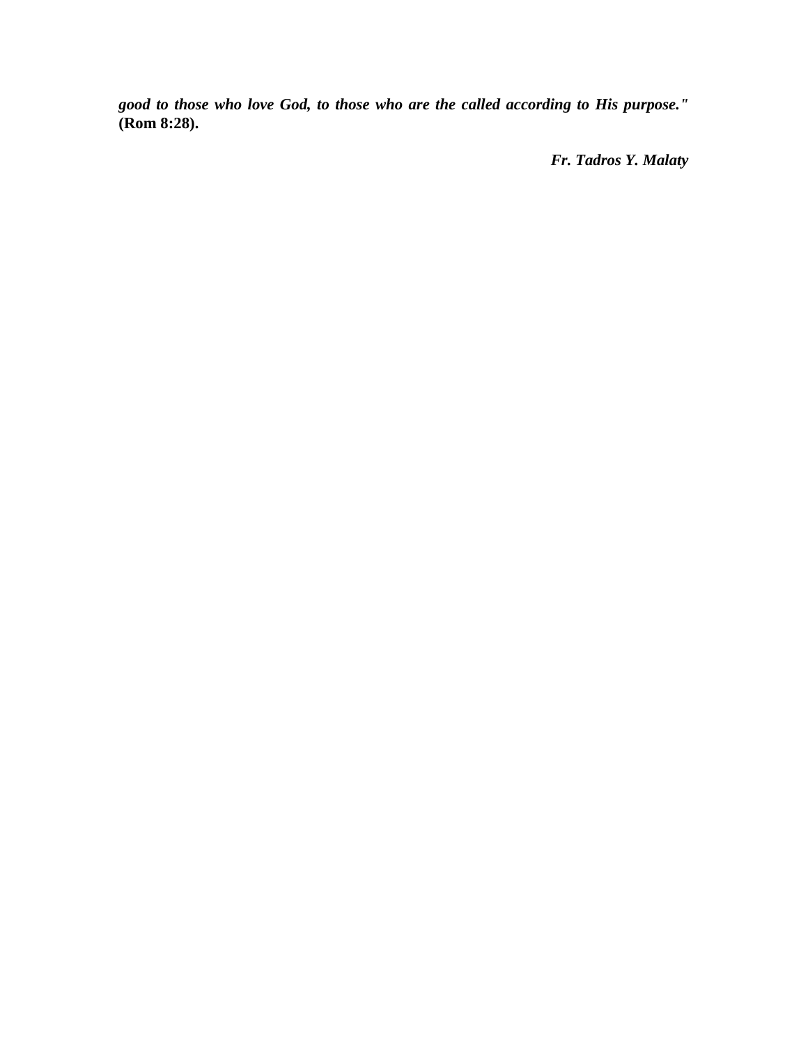***good to those who love God, to those who are the called according to His purpose."*** **(Rom 8:28).**

***Fr. Tadros Y. Malaty***